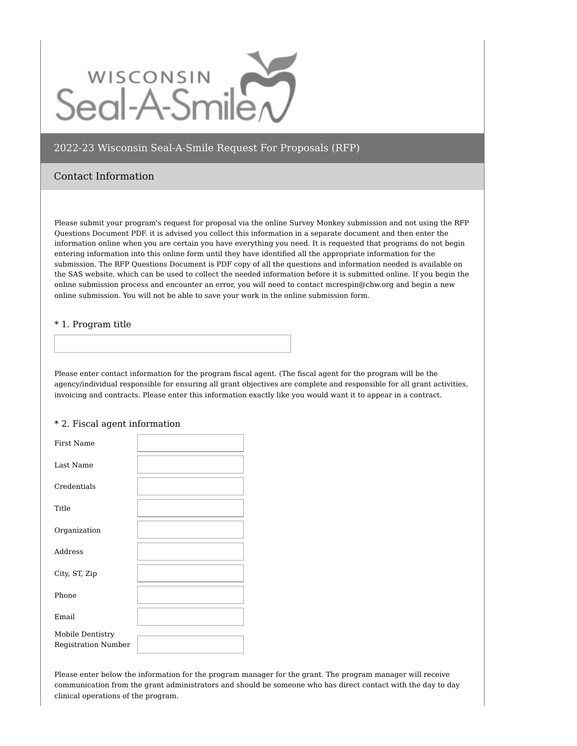WISCONSIN Seal-A-Smile

# 2022-23 Wisconsin Seal-A-Smile Request For Proposals (RFP)

## Contact Information

Please submit your program's request for proposal via the online Survey Monkey submission and not using the RFP Questions Document PDF. it is advised you collect this information in a separate document and then enter the information online when you are certain you have everything you need. It is requested that programs do not begin entering information into this online form until they have identified all the appropriate information for the submission. The RFP Questions Document is PDF copy of all the questions and information needed is available on the SAS website, which can be used to collect the needed information before it is submitted online. If you begin the online submission process and encounter an error, you will need to contact mcrespin@chw.org and begin a new online submission. You will not be able to save your work in the online submission form.

### * 1. Program title

Please enter contact information for the program fiscal agent. (The fiscal agent for the program will be the agency/individual responsible for ensuring all grant objectives are complete and responsible for all grant activities, invoicing and contracts. Please enter this information exactly like you would want it to appear in a contract.

### * 2. Fiscal agent information

First Name

Last Name

Credentials

Title

Organization

Address

City, ST, Zip

Phone

Email

Mobile Dentistry Registration Number

Please enter below the information for the program manager for the grant. The program manager will receive communication from the grant administrators and should be someone who has direct contact with the day to day clinical operations of the program.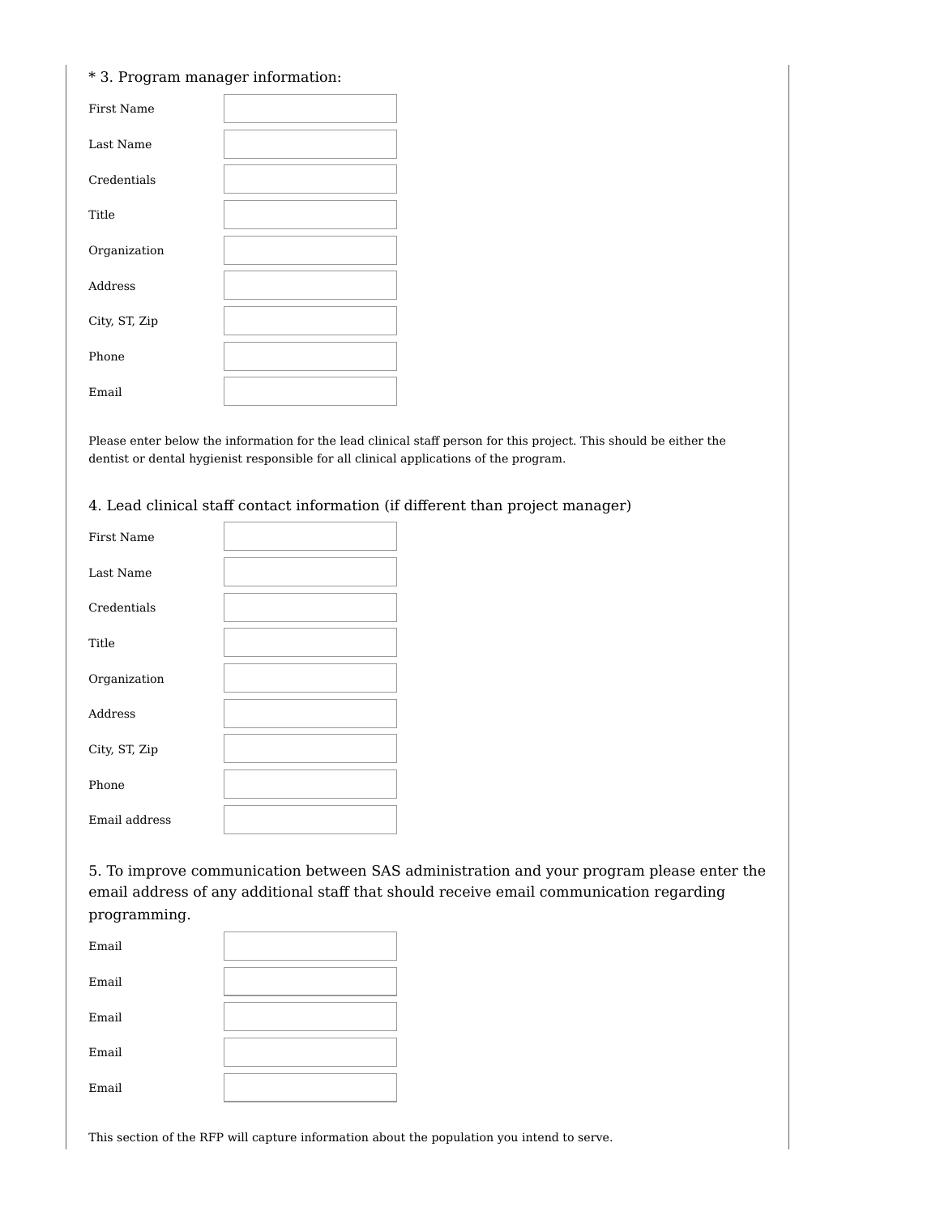\* 3. Program manager information:

| | |
|---|---|
| First Name | |
| Last Name | |
| Credentials | |
| Title | |
| Organization | |
| Address | |
| City, ST, Zip | |
| Phone | |
| Email | |

Please enter below the information for the lead clinical staff person for this project. This should be either the dentist or dental hygienist responsible for all clinical applications of the program.

4. Lead clinical staff contact information (if different than project manager)

| | |
|---|---|
| First Name | |
| Last Name | |
| Credentials | |
| Title | |
| Organization | |
| Address | |
| City, ST, Zip | |
| Phone | |
| Email address | |

5. To improve communication between SAS administration and your program please enter the email address of any additional staff that should receive email communication regarding programming.

| | |
|---|---|
| Email | |
| Email | |
| Email | |
| Email | |
| Email | |

This section of the RFP will capture information about the population you intend to serve.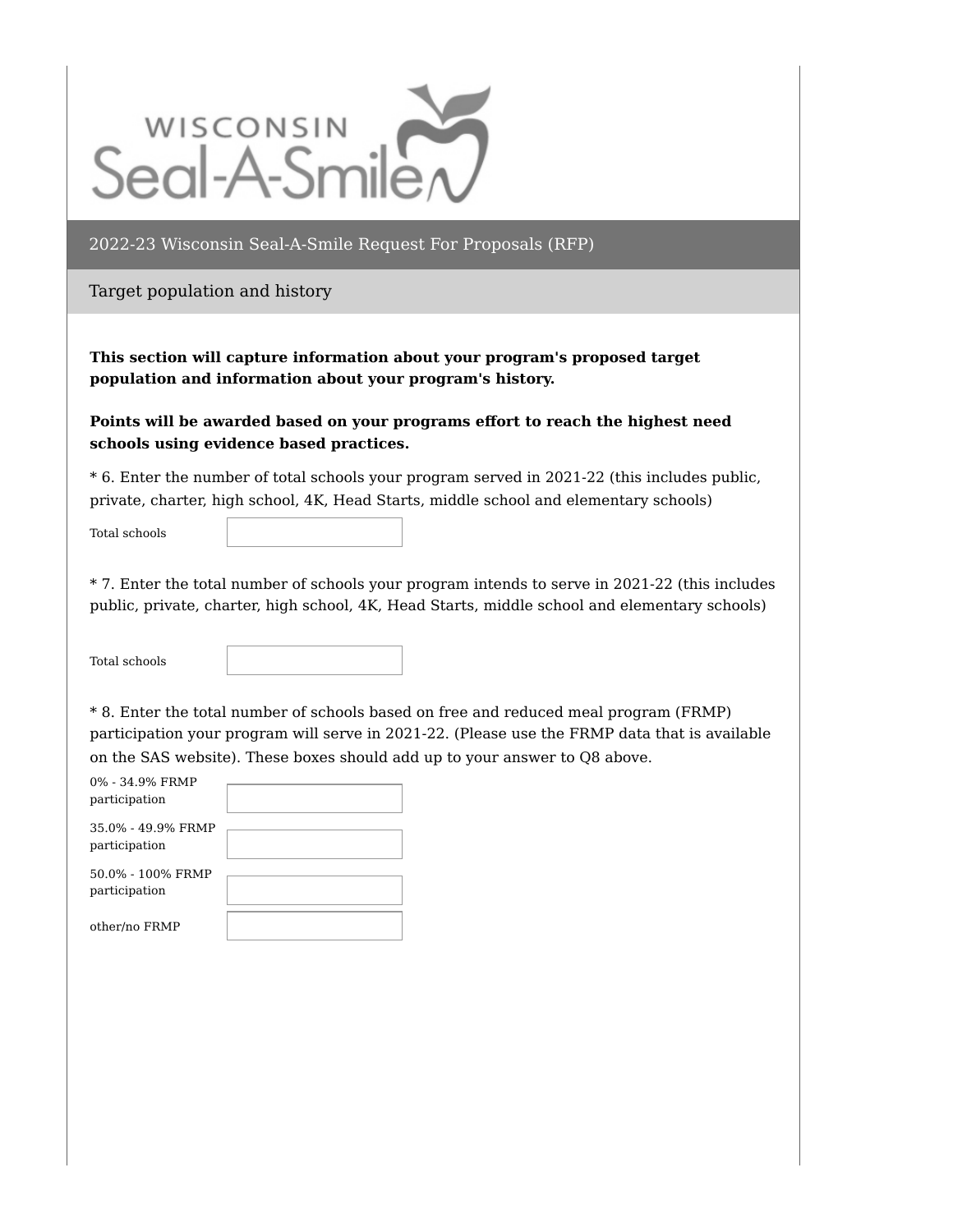WISCONSIN Seal-A-Smile

## 2022-23 Wisconsin Seal-A-Smile Request For Proposals (RFP)

### Target population and history

**This section will capture information about your program's proposed target population and information about your program's history.**

**Points will be awarded based on your programs effort to reach the highest need schools using evidence based practices.**

* 6. Enter the number of total schools your program served in 2021-22 (this includes public, private, charter, high school, 4K, Head Starts, middle school and elementary schools)

Total schools

* 7. Enter the total number of schools your program intends to serve in 2021-22 (this includes public, private, charter, high school, 4K, Head Starts, middle school and elementary schools)

Total schools

* 8. Enter the total number of schools based on free and reduced meal program (FRMP) participation your program will serve in 2021-22. (Please use the FRMP data that is available on the SAS website). These boxes should add up to your answer to Q8 above.

0% - 34.9% FRMP participation

35.0% - 49.9% FRMP participation

50.0% - 100% FRMP participation

other/no FRMP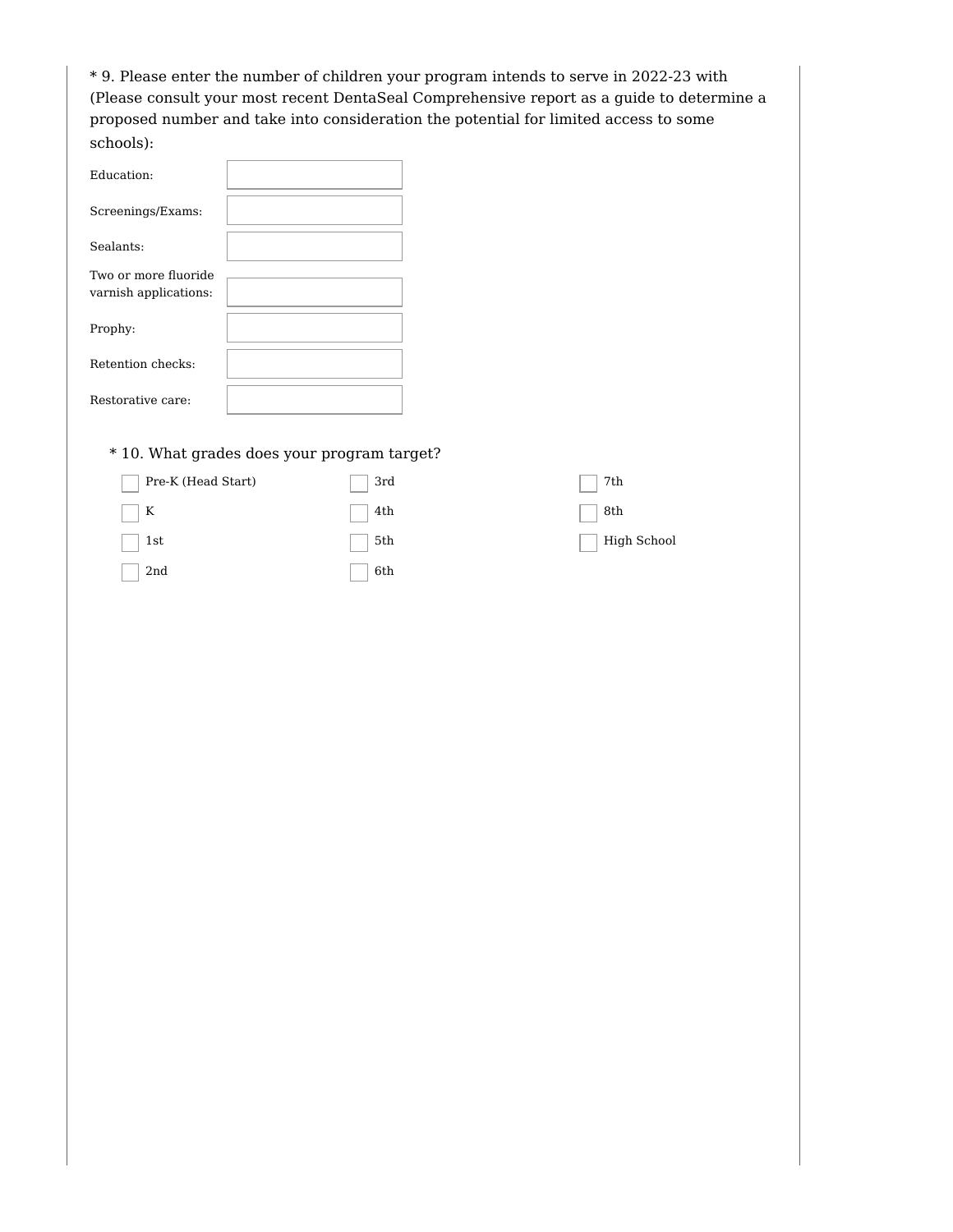* 9. Please enter the number of children your program intends to serve in 2022-23 with (Please consult your most recent DentaSeal Comprehensive report as a guide to determine a proposed number and take into consideration the potential for limited access to some schools):

Education: \_\_\_\_\_\_\_\_

Screenings/Exams: \_\_\_\_\_\_\_\_

Sealants: \_\_\_\_\_\_\_\_

Two or more fluoride varnish applications: \_\_\_\_\_\_\_\_

Prophy: \_\_\_\_\_\_\_\_

Retention checks: \_\_\_\_\_\_\_\_

Restorative care: \_\_\_\_\_\_\_\_

* 10. What grades does your program target?

- [ ] Pre-K (Head Start)
- [ ] K
- [ ] 1st
- [ ] 2nd
- [ ] 3rd
- [ ] 4th
- [ ] 5th
- [ ] 6th
- [ ] 7th
- [ ] 8th
- [ ] High School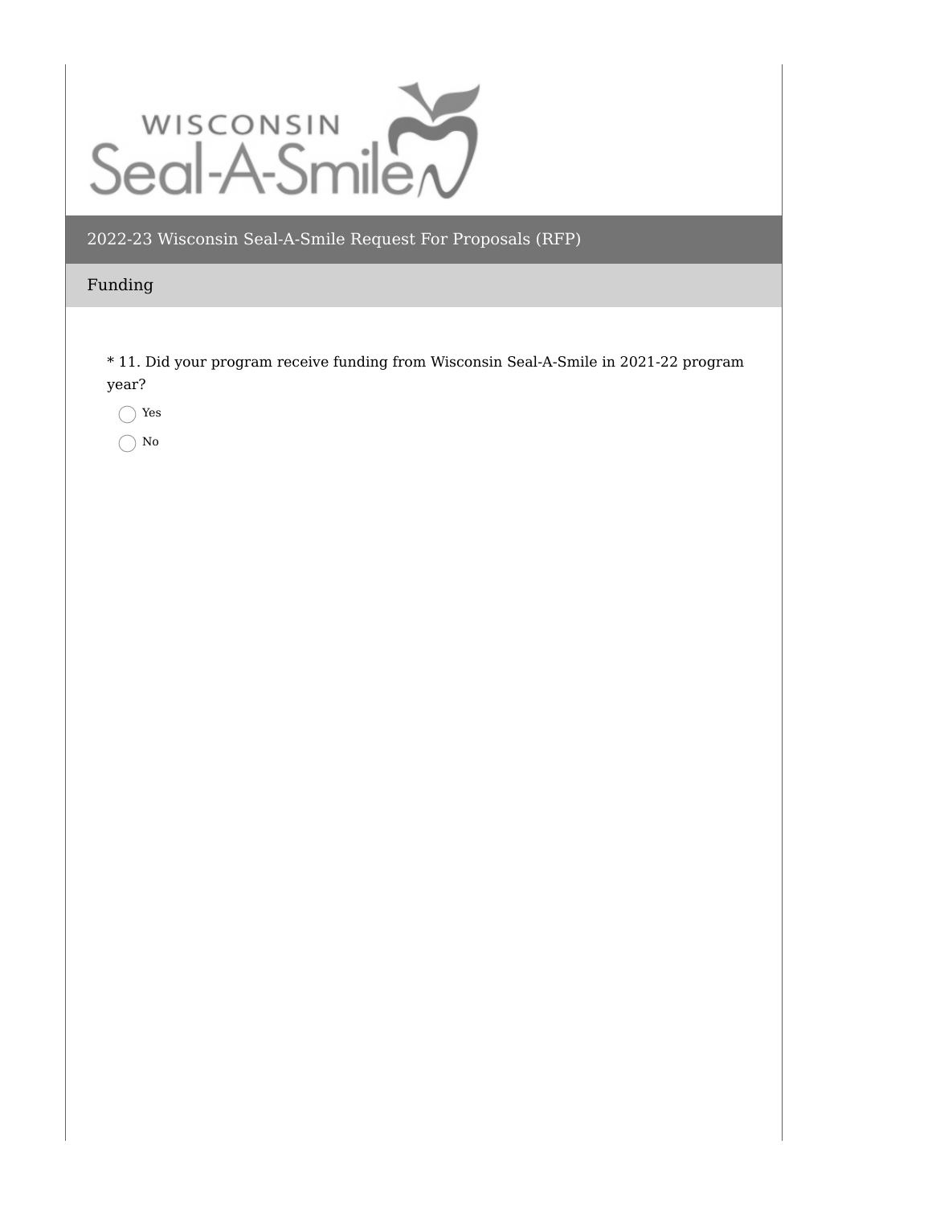## 2022-23 Wisconsin Seal-A-Smile Request For Proposals (RFP)

### Funding

* 11. Did your program receive funding from Wisconsin Seal-A-Smile in 2021-22 program year?

- ◯ Yes
- ◯ No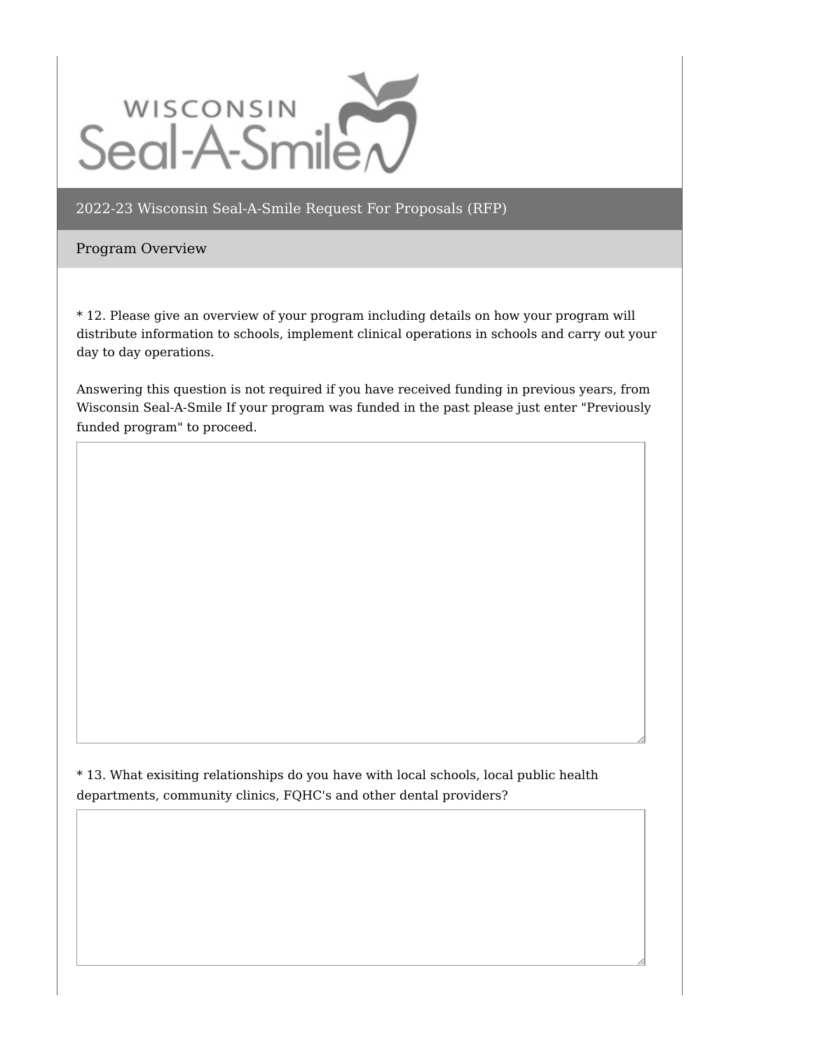WISCONSIN Seal-A-Smile

## 2022-23 Wisconsin Seal-A-Smile Request For Proposals (RFP)

### Program Overview

* 12. Please give an overview of your program including details on how your program will distribute information to schools, implement clinical operations in schools and carry out your day to day operations.

Answering this question is not required if you have received funding in previous years, from Wisconsin Seal-A-Smile If your program was funded in the past please just enter "Previously funded program" to proceed.

* 13. What exisiting relationships do you have with local schools, local public health departments, community clinics, FQHC's and other dental providers?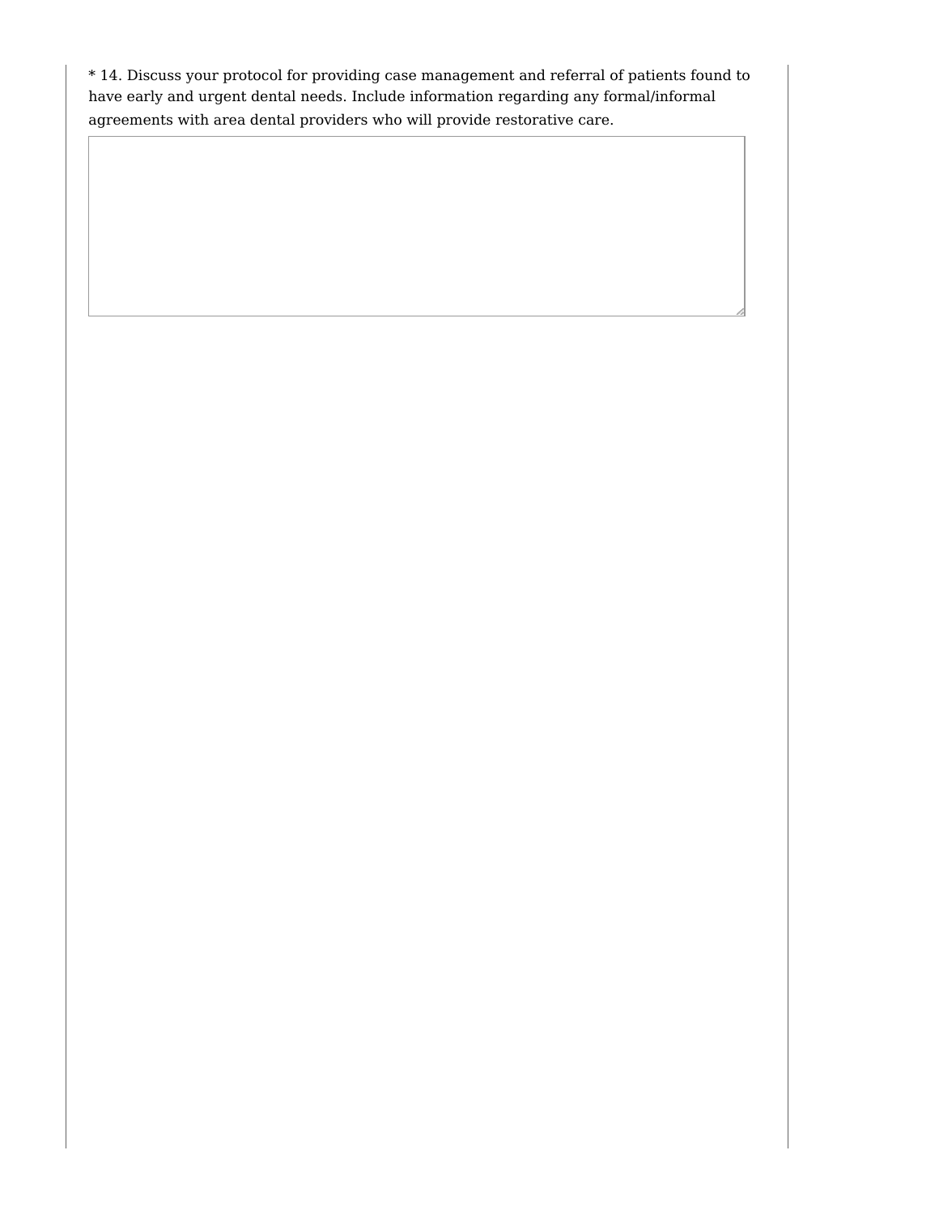* 14. Discuss your protocol for providing case management and referral of patients found to have early and urgent dental needs. Include information regarding any formal/informal agreements with area dental providers who will provide restorative care.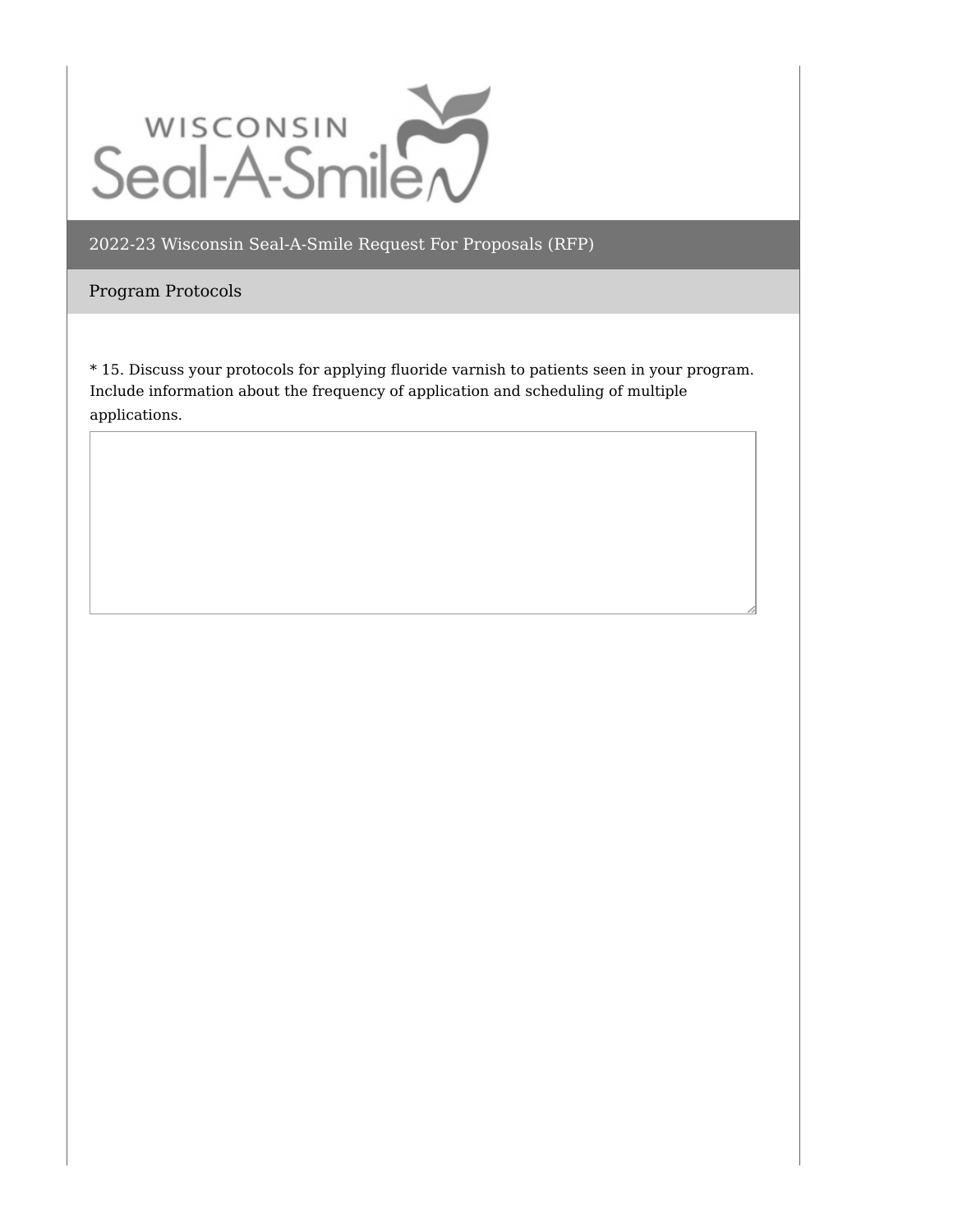WISCONSIN Seal-A-Smile

## 2022-23 Wisconsin Seal-A-Smile Request For Proposals (RFP)

### Program Protocols

* 15. Discuss your protocols for applying fluoride varnish to patients seen in your program. Include information about the frequency of application and scheduling of multiple applications.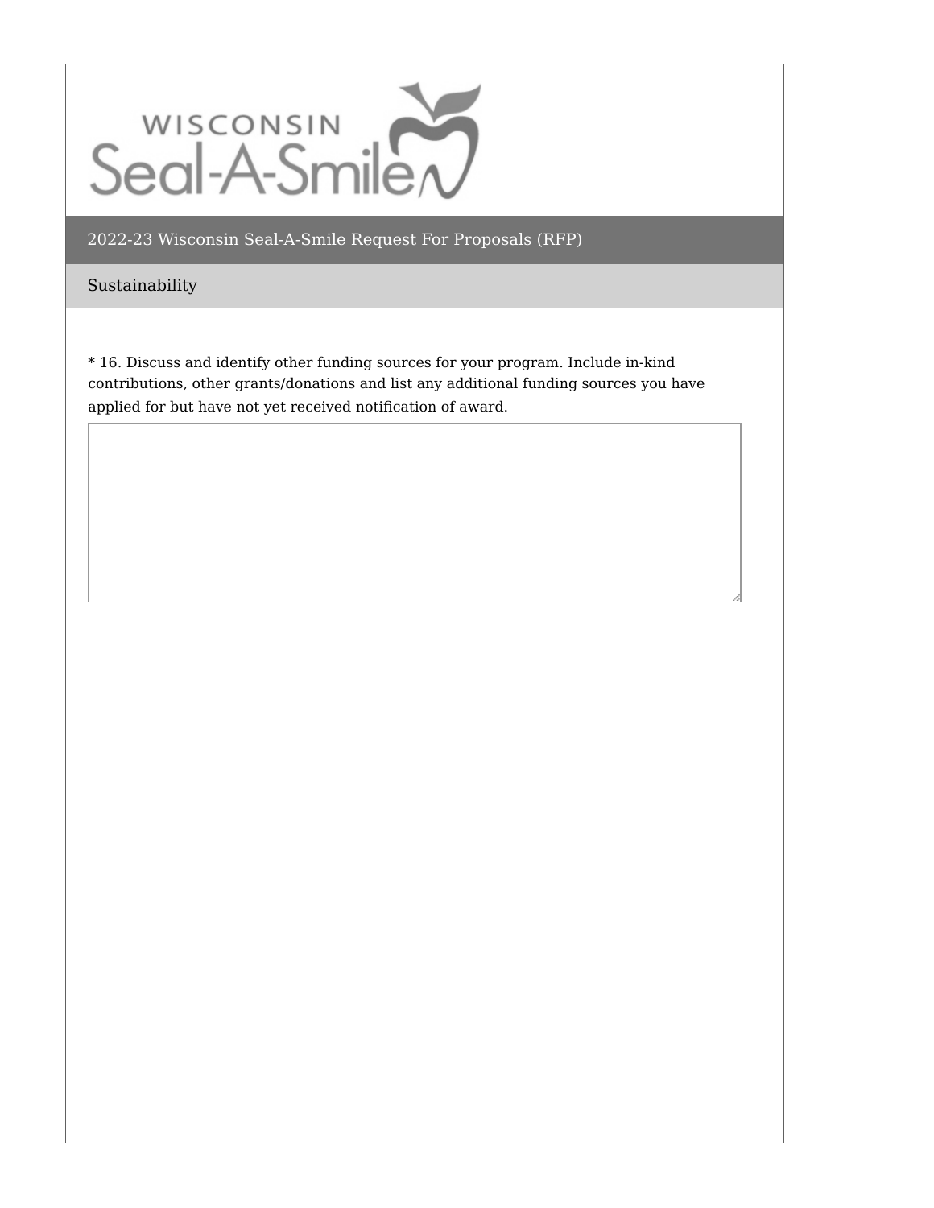WISCONSIN Seal-A-Smile

## 2022-23 Wisconsin Seal-A-Smile Request For Proposals (RFP)

### Sustainability

* 16. Discuss and identify other funding sources for your program. Include in-kind contributions, other grants/donations and list any additional funding sources you have applied for but have not yet received notification of award.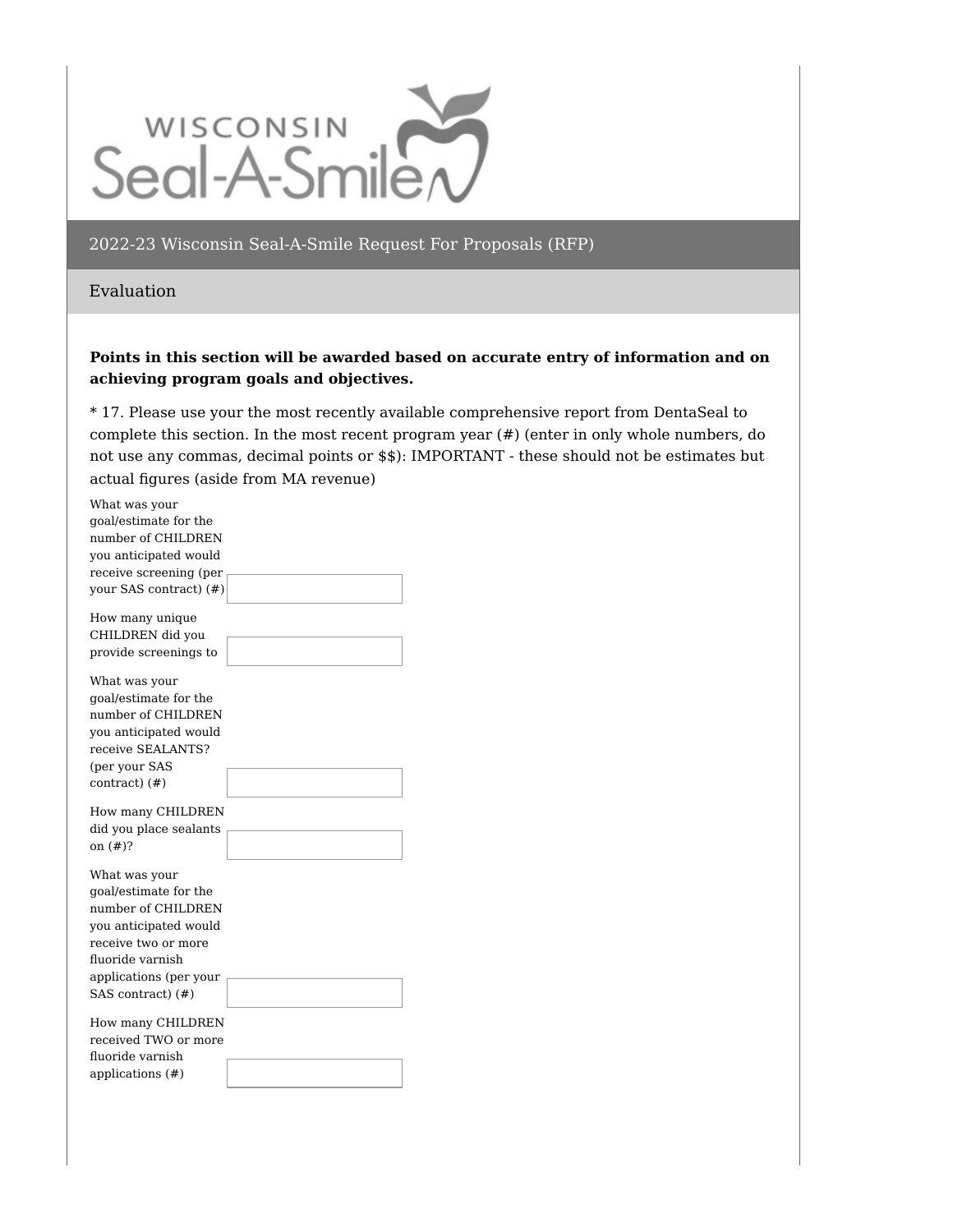WISCONSIN Seal-A-Smile

## 2022-23 Wisconsin Seal-A-Smile Request For Proposals (RFP)

### Evaluation

**Points in this section will be awarded based on accurate entry of information and on achieving program goals and objectives.**

* 17. Please use your the most recently available comprehensive report from DentaSeal to complete this section. In the most recent program year (#) (enter in only whole numbers, do not use any commas, decimal points or $$): IMPORTANT - these should not be estimates but actual figures (aside from MA revenue)

| | |
|---|---|
| What was your goal/estimate for the number of CHILDREN you anticipated would receive screening (per your SAS contract) (#) | |
| How many unique CHILDREN did you provide screenings to | |
| What was your goal/estimate for the number of CHILDREN you anticipated would receive SEALANTS? (per your SAS contract) (#) | |
| How many CHILDREN did you place sealants on (#)? | |
| What was your goal/estimate for the number of CHILDREN you anticipated would receive two or more fluoride varnish applications (per your SAS contract) (#) | |
| How many CHILDREN received TWO or more fluoride varnish applications (#) | |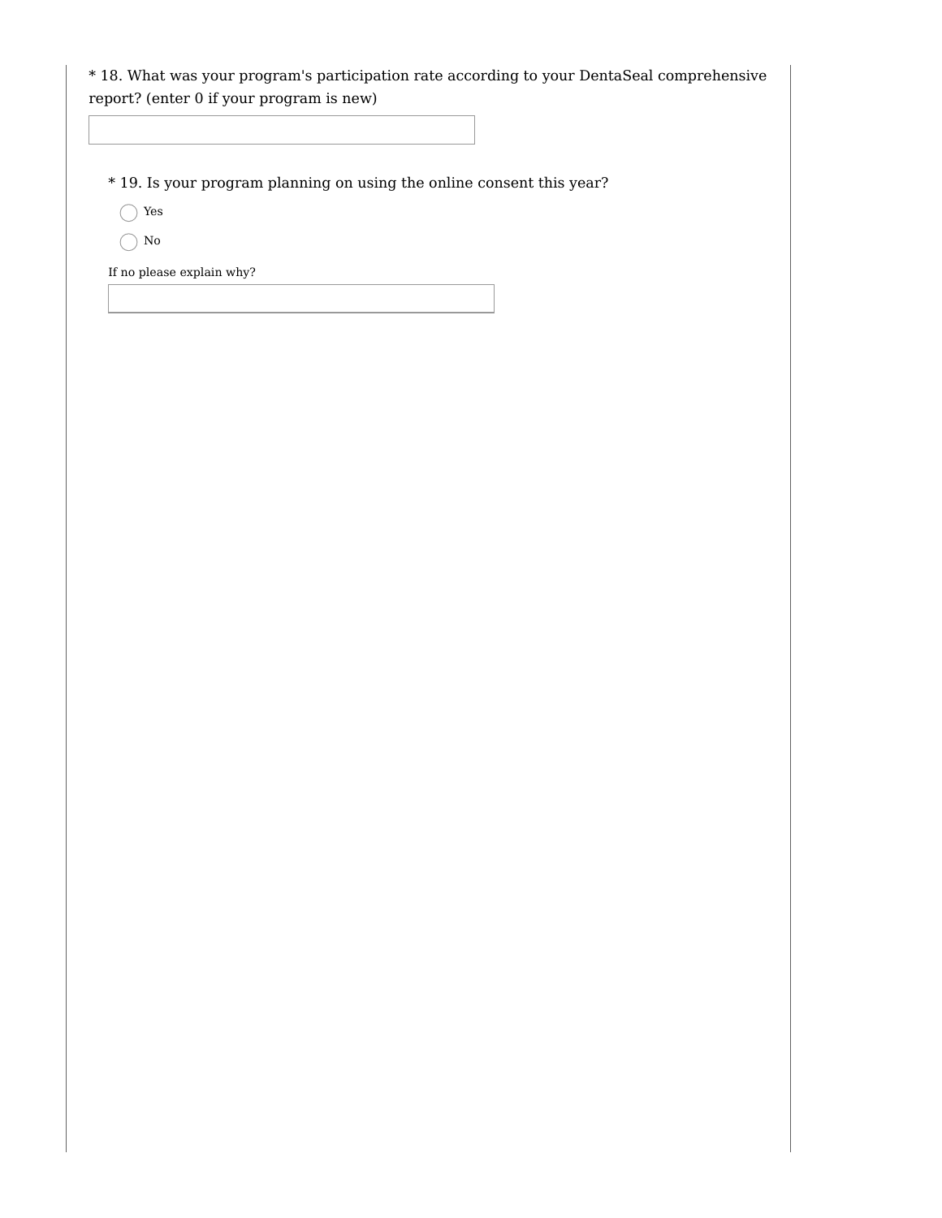* 18. What was your program's participation rate according to your DentaSeal comprehensive report? (enter 0 if your program is new)

\_\_\_\_\_\_\_\_\_\_\_\_\_\_\_\_\_\_\_\_

* 19. Is your program planning on using the online consent this year?

- ○ Yes
- ○ No

If no please explain why?

\_\_\_\_\_\_\_\_\_\_\_\_\_\_\_\_\_\_\_\_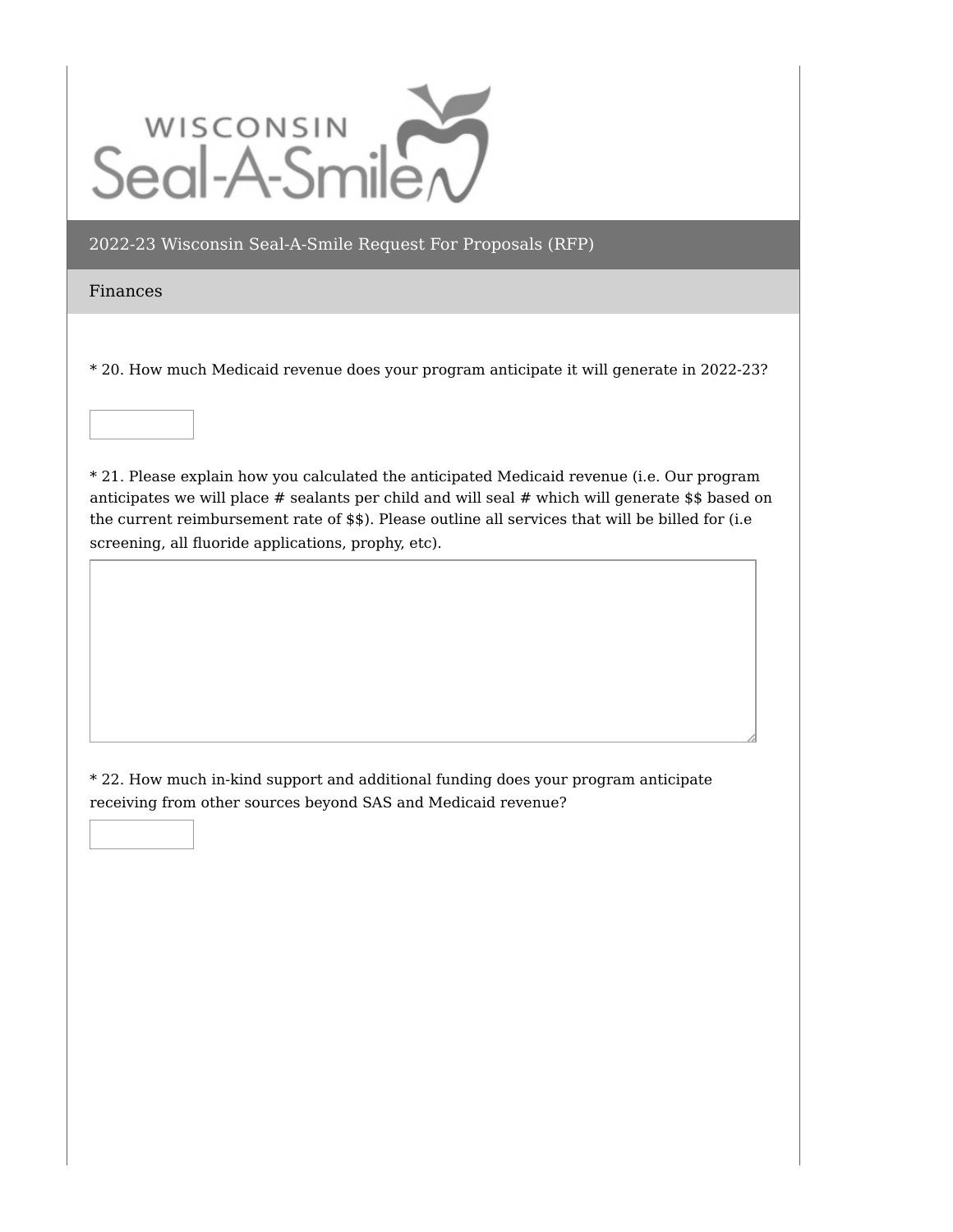WISCONSIN Seal-A-Smile

## 2022-23 Wisconsin Seal-A-Smile Request For Proposals (RFP)

### Finances

* 20. How much Medicaid revenue does your program anticipate it will generate in 2022-23?

* 21. Please explain how you calculated the anticipated Medicaid revenue (i.e. Our program anticipates we will place # sealants per child and will seal # which will generate $$ based on the current reimbursement rate of $$). Please outline all services that will be billed for (i.e screening, all fluoride applications, prophy, etc).

* 22. How much in-kind support and additional funding does your program anticipate receiving from other sources beyond SAS and Medicaid revenue?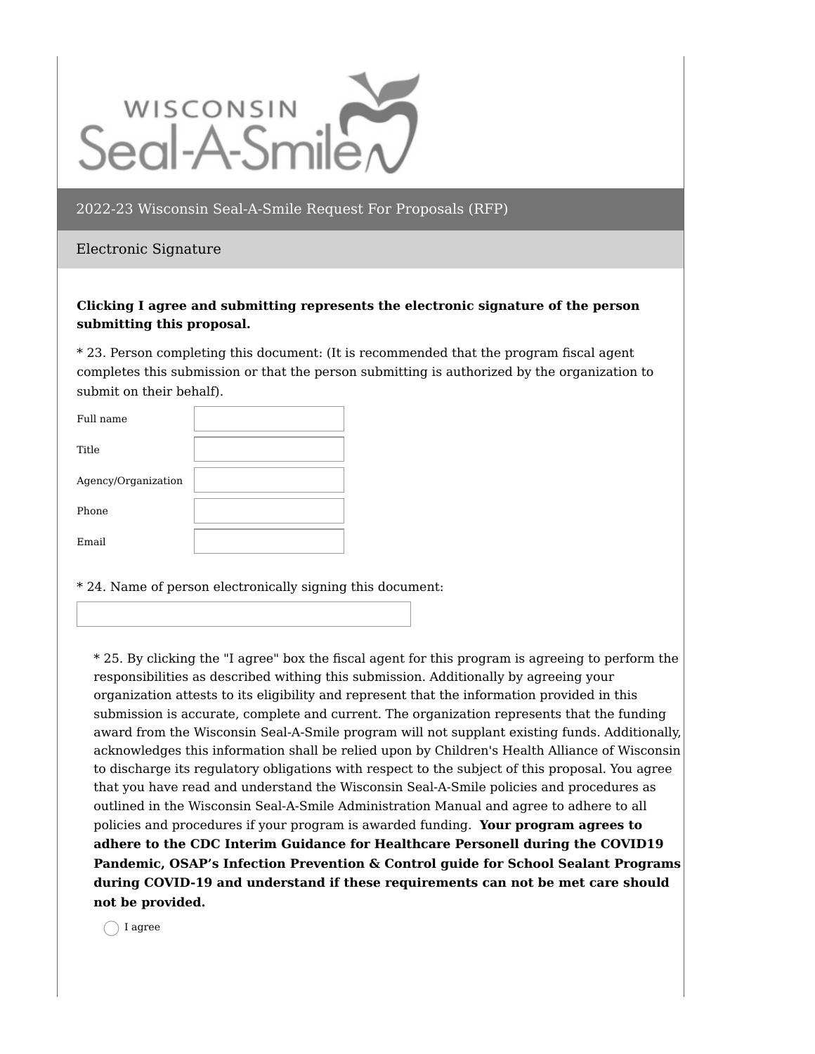WISCONSIN Seal-A-Smile

## 2022-23 Wisconsin Seal-A-Smile Request For Proposals (RFP)

### Electronic Signature

**Clicking I agree and submitting represents the electronic signature of the person submitting this proposal.**

* 23. Person completing this document: (It is recommended that the program fiscal agent completes this submission or that the person submitting is authorized by the organization to submit on their behalf).

| | |
|---|---|
| Full name | |
| Title | |
| Agency/Organization | |
| Phone | |
| Email | |

* 24. Name of person electronically signing this document:

* 25. By clicking the "I agree" box the fiscal agent for this program is agreeing to perform the responsibilities as described withing this submission. Additionally by agreeing your organization attests to its eligibility and represent that the information provided in this submission is accurate, complete and current. The organization represents that the funding award from the Wisconsin Seal-A-Smile program will not supplant existing funds. Additionally, acknowledges this information shall be relied upon by Children's Health Alliance of Wisconsin to discharge its regulatory obligations with respect to the subject of this proposal. You agree that you have read and understand the Wisconsin Seal-A-Smile policies and procedures as outlined in the Wisconsin Seal-A-Smile Administration Manual and agree to adhere to all policies and procedures if your program is awarded funding. **Your program agrees to adhere to the CDC Interim Guidance for Healthcare Personell during the COVID19 Pandemic, OSAP's Infection Prevention & Control guide for School Sealant Programs during COVID-19 and understand if these requirements can not be met care should not be provided.**

- [ ] I agree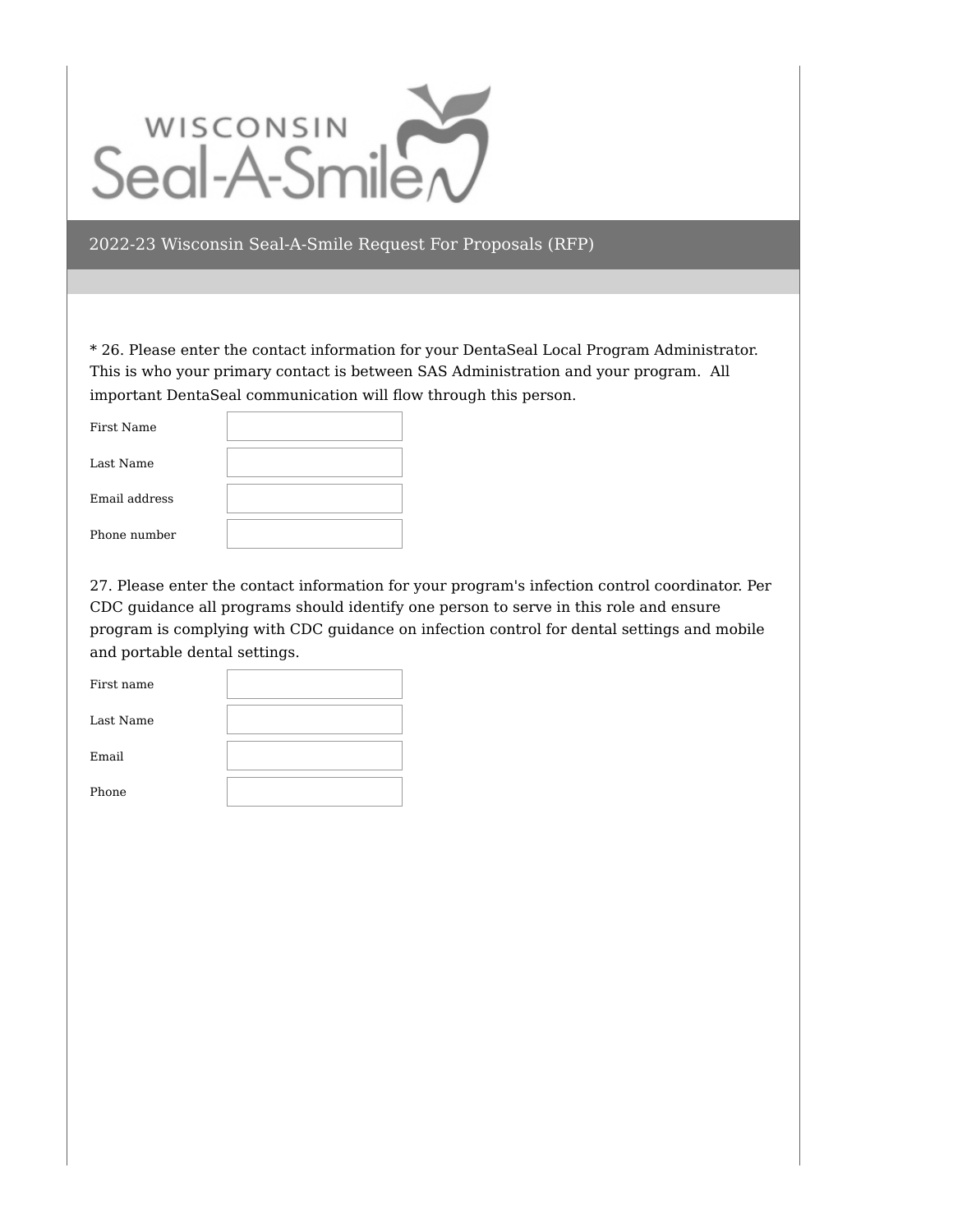# WISCONSIN Seal-A-Smile

## 2022-23 Wisconsin Seal-A-Smile Request For Proposals (RFP)

* 26. Please enter the contact information for your DentaSeal Local Program Administrator. This is who your primary contact is between SAS Administration and your program.  All important DentaSeal communication will flow through this person.

First Name

Last Name

Email address

Phone number

27. Please enter the contact information for your program's infection control coordinator. Per CDC guidance all programs should identify one person to serve in this role and ensure program is complying with CDC guidance on infection control for dental settings and mobile and portable dental settings.

First name

Last Name

Email

Phone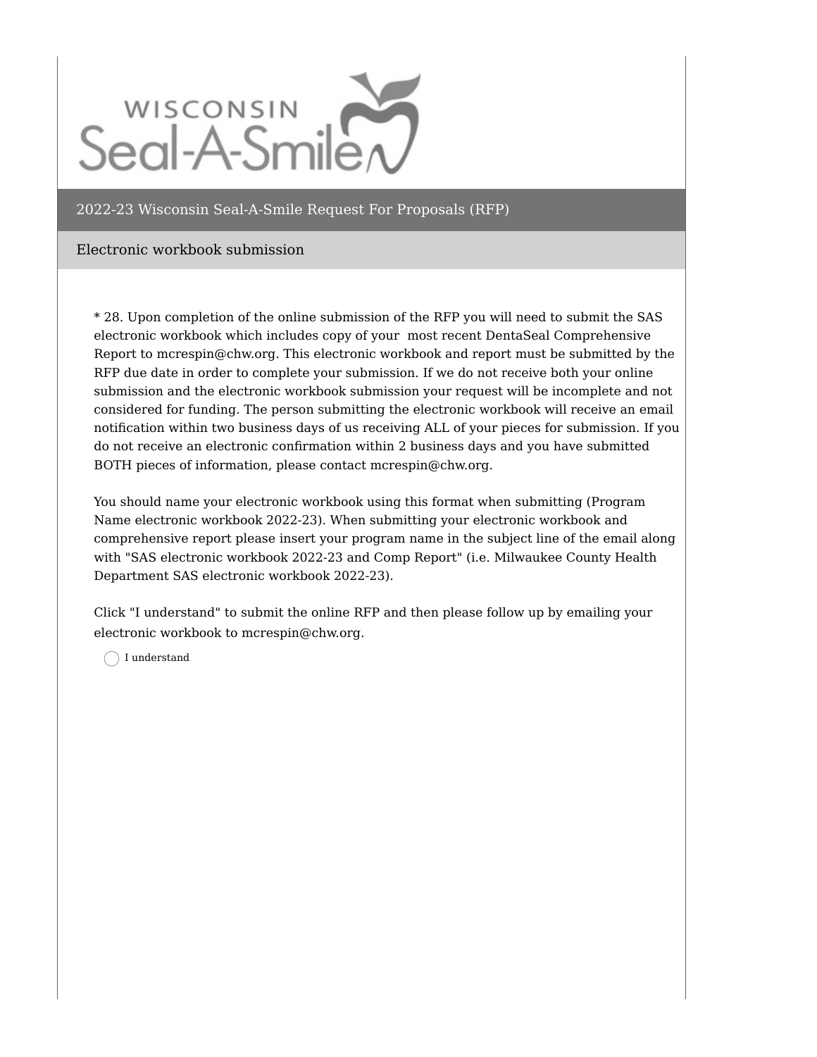WISCONSIN Seal-A-Smile

## 2022-23 Wisconsin Seal-A-Smile Request For Proposals (RFP)

### Electronic workbook submission

* 28. Upon completion of the online submission of the RFP you will need to submit the SAS electronic workbook which includes copy of your most recent DentaSeal Comprehensive Report to mcrespin@chw.org. This electronic workbook and report must be submitted by the RFP due date in order to complete your submission. If we do not receive both your online submission and the electronic workbook submission your request will be incomplete and not considered for funding. The person submitting the electronic workbook will receive an email notification within two business days of us receiving ALL of your pieces for submission. If you do not receive an electronic confirmation within 2 business days and you have submitted BOTH pieces of information, please contact mcrespin@chw.org.

You should name your electronic workbook using this format when submitting (Program Name electronic workbook 2022-23). When submitting your electronic workbook and comprehensive report please insert your program name in the subject line of the email along with "SAS electronic workbook 2022-23 and Comp Report" (i.e. Milwaukee County Health Department SAS electronic workbook 2022-23).

Click "I understand" to submit the online RFP and then please follow up by emailing your electronic workbook to mcrespin@chw.org.

- [ ] I understand